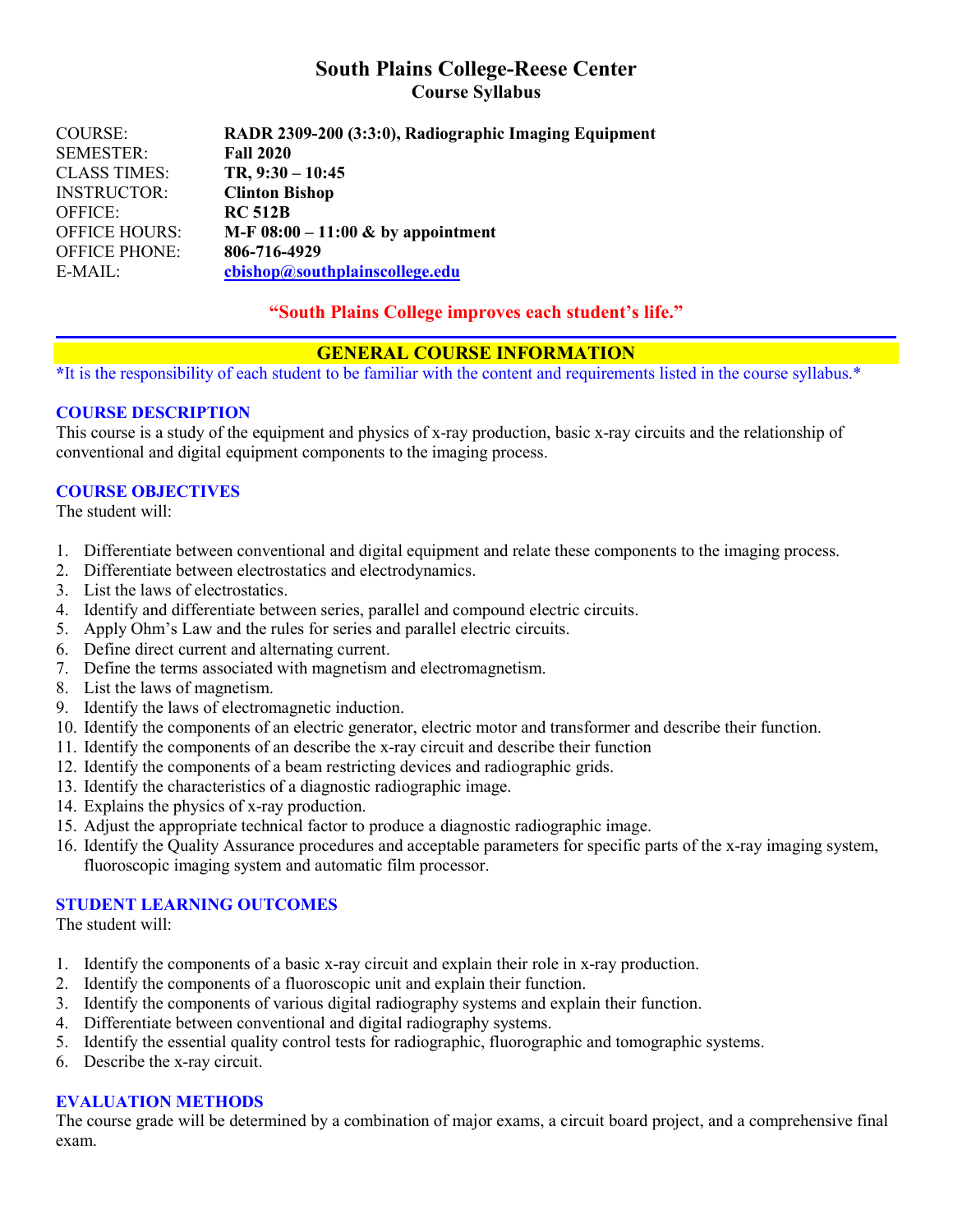# South Plains College-Reese Center
## Course Syllabus

| | |
|---|---|
| COURSE: | **RADR 2309-200 (3:3:0), Radiographic Imaging Equipment** |
| SEMESTER: | **Fall 2020** |
| CLASS TIMES: | **TR, 9:30 – 10:45** |
| INSTRUCTOR: | **Clinton Bishop** |
| OFFICE: | **RC 512B** |
| OFFICE HOURS: | **M-F 08:00 – 11:00 & by appointment** |
| OFFICE PHONE: | **806-716-4929** |
| E-MAIL: | **cbishop@southplainscollege.edu** |

**"South Plains College improves each student's life."**

## GENERAL COURSE INFORMATION

**\***It is the responsibility of each student to be familiar with the content and requirements listed in the course syllabus.*

### COURSE DESCRIPTION

This course is a study of the equipment and physics of x-ray production, basic x-ray circuits and the relationship of conventional and digital equipment components to the imaging process.

### COURSE OBJECTIVES

The student will:

1. Differentiate between conventional and digital equipment and relate these components to the imaging process.
2. Differentiate between electrostatics and electrodynamics.
3. List the laws of electrostatics.
4. Identify and differentiate between series, parallel and compound electric circuits.
5. Apply Ohm's Law and the rules for series and parallel electric circuits.
6. Define direct current and alternating current.
7. Define the terms associated with magnetism and electromagnetism.
8. List the laws of magnetism.
9. Identify the laws of electromagnetic induction.
10. Identify the components of an electric generator, electric motor and transformer and describe their function.
11. Identify the components of an describe the x-ray circuit and describe their function
12. Identify the components of a beam restricting devices and radiographic grids.
13. Identify the characteristics of a diagnostic radiographic image.
14. Explains the physics of x-ray production.
15. Adjust the appropriate technical factor to produce a diagnostic radiographic image.
16. Identify the Quality Assurance procedures and acceptable parameters for specific parts of the x-ray imaging system, fluoroscopic imaging system and automatic film processor.

### STUDENT LEARNING OUTCOMES

The student will:

1. Identify the components of a basic x-ray circuit and explain their role in x-ray production.
2. Identify the components of a fluoroscopic unit and explain their function.
3. Identify the components of various digital radiography systems and explain their function.
4. Differentiate between conventional and digital radiography systems.
5. Identify the essential quality control tests for radiographic, fluorographic and tomographic systems.
6. Describe the x-ray circuit.

### EVALUATION METHODS

The course grade will be determined by a combination of major exams, a circuit board project, and a comprehensive final exam.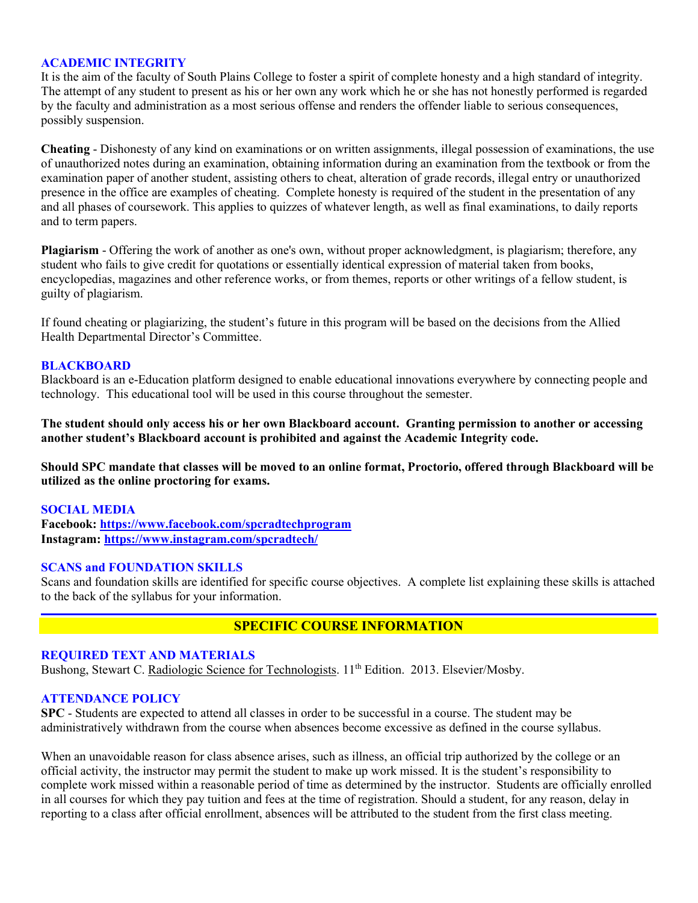## ACADEMIC INTEGRITY

It is the aim of the faculty of South Plains College to foster a spirit of complete honesty and a high standard of integrity. The attempt of any student to present as his or her own any work which he or she has not honestly performed is regarded by the faculty and administration as a most serious offense and renders the offender liable to serious consequences, possibly suspension.

**Cheating** - Dishonesty of any kind on examinations or on written assignments, illegal possession of examinations, the use of unauthorized notes during an examination, obtaining information during an examination from the textbook or from the examination paper of another student, assisting others to cheat, alteration of grade records, illegal entry or unauthorized presence in the office are examples of cheating. Complete honesty is required of the student in the presentation of any and all phases of coursework. This applies to quizzes of whatever length, as well as final examinations, to daily reports and to term papers.

**Plagiarism** - Offering the work of another as one's own, without proper acknowledgment, is plagiarism; therefore, any student who fails to give credit for quotations or essentially identical expression of material taken from books, encyclopedias, magazines and other reference works, or from themes, reports or other writings of a fellow student, is guilty of plagiarism.

If found cheating or plagiarizing, the student's future in this program will be based on the decisions from the Allied Health Departmental Director's Committee.

## BLACKBOARD

Blackboard is an e-Education platform designed to enable educational innovations everywhere by connecting people and technology. This educational tool will be used in this course throughout the semester.

**The student should only access his or her own Blackboard account. Granting permission to another or accessing another student's Blackboard account is prohibited and against the Academic Integrity code.**

**Should SPC mandate that classes will be moved to an online format, Proctorio, offered through Blackboard will be utilized as the online proctoring for exams.**

## SOCIAL MEDIA

**Facebook: https://www.facebook.com/spcradtechprogram**
**Instagram: https://www.instagram.com/spcradtech/**

## SCANS and FOUNDATION SKILLS

Scans and foundation skills are identified for specific course objectives. A complete list explaining these skills is attached to the back of the syllabus for your information.

# SPECIFIC COURSE INFORMATION

## REQUIRED TEXT AND MATERIALS

Bushong, Stewart C. Radiologic Science for Technologists. 11th Edition. 2013. Elsevier/Mosby.

## ATTENDANCE POLICY

**SPC** - Students are expected to attend all classes in order to be successful in a course. The student may be administratively withdrawn from the course when absences become excessive as defined in the course syllabus.

When an unavoidable reason for class absence arises, such as illness, an official trip authorized by the college or an official activity, the instructor may permit the student to make up work missed. It is the student's responsibility to complete work missed within a reasonable period of time as determined by the instructor. Students are officially enrolled in all courses for which they pay tuition and fees at the time of registration. Should a student, for any reason, delay in reporting to a class after official enrollment, absences will be attributed to the student from the first class meeting.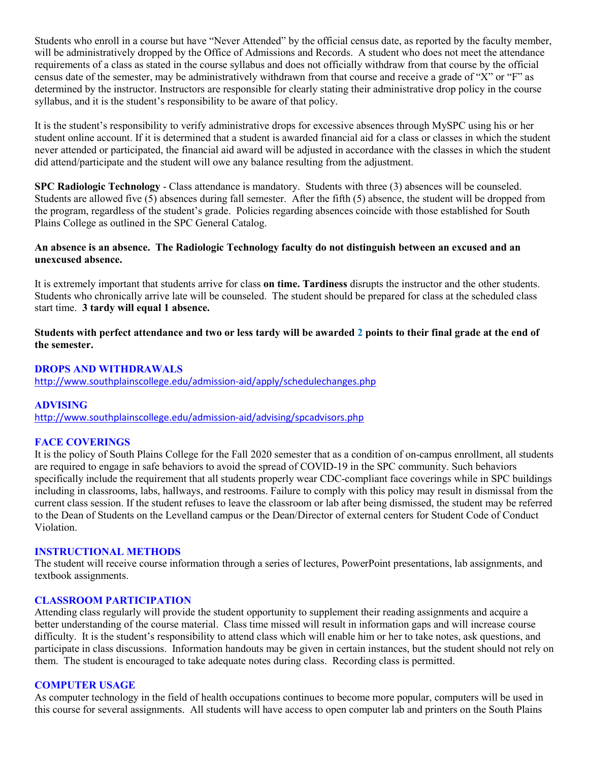Students who enroll in a course but have "Never Attended" by the official census date, as reported by the faculty member, will be administratively dropped by the Office of Admissions and Records. A student who does not meet the attendance requirements of a class as stated in the course syllabus and does not officially withdraw from that course by the official census date of the semester, may be administratively withdrawn from that course and receive a grade of "X" or "F" as determined by the instructor. Instructors are responsible for clearly stating their administrative drop policy in the course syllabus, and it is the student's responsibility to be aware of that policy.

It is the student's responsibility to verify administrative drops for excessive absences through MySPC using his or her student online account. If it is determined that a student is awarded financial aid for a class or classes in which the student never attended or participated, the financial aid award will be adjusted in accordance with the classes in which the student did attend/participate and the student will owe any balance resulting from the adjustment.

**SPC Radiologic Technology** - Class attendance is mandatory. Students with three (3) absences will be counseled. Students are allowed five (5) absences during fall semester. After the fifth (5) absence, the student will be dropped from the program, regardless of the student's grade. Policies regarding absences coincide with those established for South Plains College as outlined in the SPC General Catalog.

**An absence is an absence. The Radiologic Technology faculty do not distinguish between an excused and an unexcused absence.**

It is extremely important that students arrive for class **on time. Tardiness** disrupts the instructor and the other students. Students who chronically arrive late will be counseled. The student should be prepared for class at the scheduled class start time. **3 tardy will equal 1 absence.**

**Students with perfect attendance and two or less tardy will be awarded 2 points to their final grade at the end of the semester.**

### DROPS AND WITHDRAWALS

http://www.southplainscollege.edu/admission-aid/apply/schedulechanges.php

### ADVISING

http://www.southplainscollege.edu/admission-aid/advising/spcadvisors.php

### FACE COVERINGS

It is the policy of South Plains College for the Fall 2020 semester that as a condition of on-campus enrollment, all students are required to engage in safe behaviors to avoid the spread of COVID-19 in the SPC community. Such behaviors specifically include the requirement that all students properly wear CDC-compliant face coverings while in SPC buildings including in classrooms, labs, hallways, and restrooms. Failure to comply with this policy may result in dismissal from the current class session. If the student refuses to leave the classroom or lab after being dismissed, the student may be referred to the Dean of Students on the Levelland campus or the Dean/Director of external centers for Student Code of Conduct Violation.

### INSTRUCTIONAL METHODS

The student will receive course information through a series of lectures, PowerPoint presentations, lab assignments, and textbook assignments.

### CLASSROOM PARTICIPATION

Attending class regularly will provide the student opportunity to supplement their reading assignments and acquire a better understanding of the course material. Class time missed will result in information gaps and will increase course difficulty. It is the student's responsibility to attend class which will enable him or her to take notes, ask questions, and participate in class discussions. Information handouts may be given in certain instances, but the student should not rely on them. The student is encouraged to take adequate notes during class. Recording class is permitted.

### COMPUTER USAGE

As computer technology in the field of health occupations continues to become more popular, computers will be used in this course for several assignments. All students will have access to open computer lab and printers on the South Plains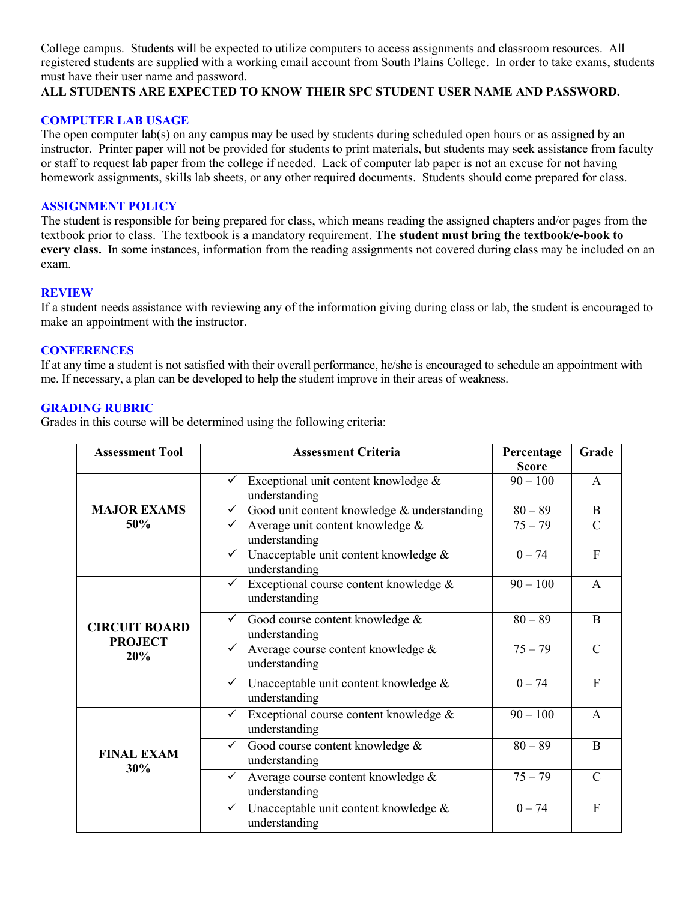College campus. Students will be expected to utilize computers to access assignments and classroom resources. All registered students are supplied with a working email account from South Plains College. In order to take exams, students must have their user name and password.

**ALL STUDENTS ARE EXPECTED TO KNOW THEIR SPC STUDENT USER NAME AND PASSWORD.**

## COMPUTER LAB USAGE

The open computer lab(s) on any campus may be used by students during scheduled open hours or as assigned by an instructor. Printer paper will not be provided for students to print materials, but students may seek assistance from faculty or staff to request lab paper from the college if needed. Lack of computer lab paper is not an excuse for not having homework assignments, skills lab sheets, or any other required documents. Students should come prepared for class.

## ASSIGNMENT POLICY

The student is responsible for being prepared for class, which means reading the assigned chapters and/or pages from the textbook prior to class. The textbook is a mandatory requirement. **The student must bring the textbook/e-book to every class.** In some instances, information from the reading assignments not covered during class may be included on an exam.

## REVIEW

If a student needs assistance with reviewing any of the information giving during class or lab, the student is encouraged to make an appointment with the instructor.

## CONFERENCES

If at any time a student is not satisfied with their overall performance, he/she is encouraged to schedule an appointment with me. If necessary, a plan can be developed to help the student improve in their areas of weakness.

## GRADING RUBRIC

Grades in this course will be determined using the following criteria:

| Assessment Tool | Assessment Criteria | Percentage Score | Grade |
|---|---|---|---|
| **MAJOR EXAMS 50%** | ✓ Exceptional unit content knowledge & understanding | 90 – 100 | A |
| | ✓ Good unit content knowledge & understanding | 80 – 89 | B |
| | ✓ Average unit content knowledge & understanding | 75 – 79 | C |
| | ✓ Unacceptable unit content knowledge & understanding | 0 – 74 | F |
| **CIRCUIT BOARD PROJECT 20%** | ✓ Exceptional course content knowledge & understanding | 90 – 100 | A |
| | ✓ Good course content knowledge & understanding | 80 – 89 | B |
| | ✓ Average course content knowledge & understanding | 75 – 79 | C |
| | ✓ Unacceptable unit content knowledge & understanding | 0 – 74 | F |
| **FINAL EXAM 30%** | ✓ Exceptional course content knowledge & understanding | 90 – 100 | A |
| | ✓ Good course content knowledge & understanding | 80 – 89 | B |
| | ✓ Average course content knowledge & understanding | 75 – 79 | C |
| | ✓ Unacceptable unit content knowledge & understanding | 0 – 74 | F |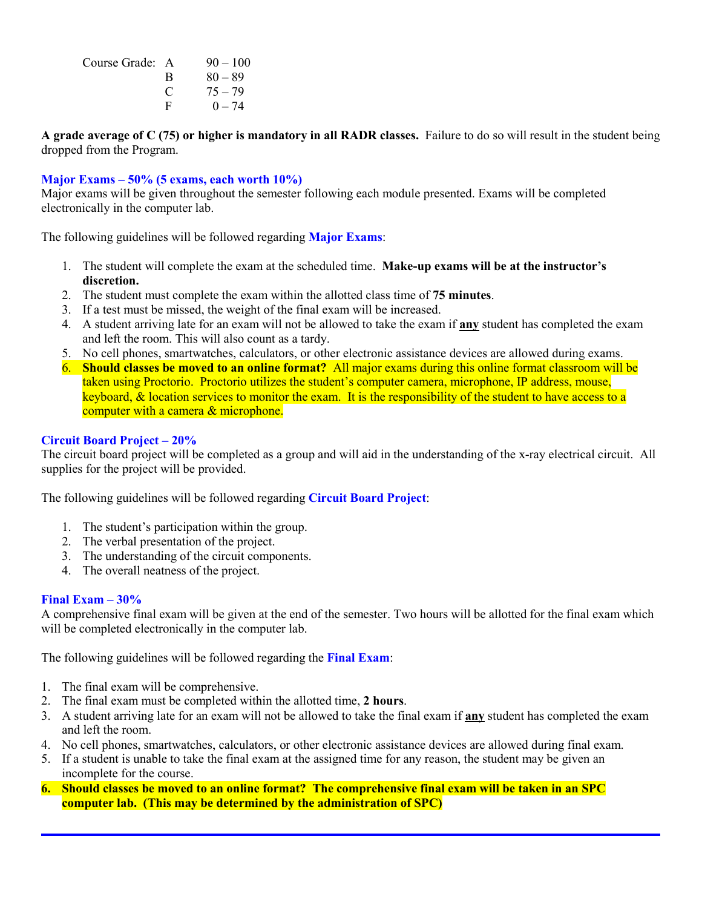Course Grade:

| | |
|---|---|
| A | 90 – 100 |
| B | 80 – 89 |
| C | 75 – 79 |
| F | 0 – 74 |

**A grade average of C (75) or higher is mandatory in all RADR classes.** Failure to do so will result in the student being dropped from the Program.

### Major Exams – 50% (5 exams, each worth 10%)

Major exams will be given throughout the semester following each module presented. Exams will be completed electronically in the computer lab.

The following guidelines will be followed regarding **Major Exams**:

1. The student will complete the exam at the scheduled time. **Make-up exams will be at the instructor's discretion.**
2. The student must complete the exam within the allotted class time of **75 minutes**.
3. If a test must be missed, the weight of the final exam will be increased.
4. A student arriving late for an exam will not be allowed to take the exam if **any** student has completed the exam and left the room. This will also count as a tardy.
5. No cell phones, smartwatches, calculators, or other electronic assistance devices are allowed during exams.
6. **Should classes be moved to an online format?** All major exams during this online format classroom will be taken using Proctorio. Proctorio utilizes the student's computer camera, microphone, IP address, mouse, keyboard, & location services to monitor the exam. It is the responsibility of the student to have access to a computer with a camera & microphone.

### Circuit Board Project – 20%

The circuit board project will be completed as a group and will aid in the understanding of the x-ray electrical circuit. All supplies for the project will be provided.

The following guidelines will be followed regarding **Circuit Board Project**:

1. The student's participation within the group.
2. The verbal presentation of the project.
3. The understanding of the circuit components.
4. The overall neatness of the project.

### Final Exam – 30%

A comprehensive final exam will be given at the end of the semester. Two hours will be allotted for the final exam which will be completed electronically in the computer lab.

The following guidelines will be followed regarding the **Final Exam**:

1. The final exam will be comprehensive.
2. The final exam must be completed within the allotted time, **2 hours**.
3. A student arriving late for an exam will not be allowed to take the final exam if **any** student has completed the exam and left the room.
4. No cell phones, smartwatches, calculators, or other electronic assistance devices are allowed during final exam.
5. If a student is unable to take the final exam at the assigned time for any reason, the student may be given an incomplete for the course.
6. **Should classes be moved to an online format? The comprehensive final exam will be taken in an SPC computer lab. (This may be determined by the administration of SPC)**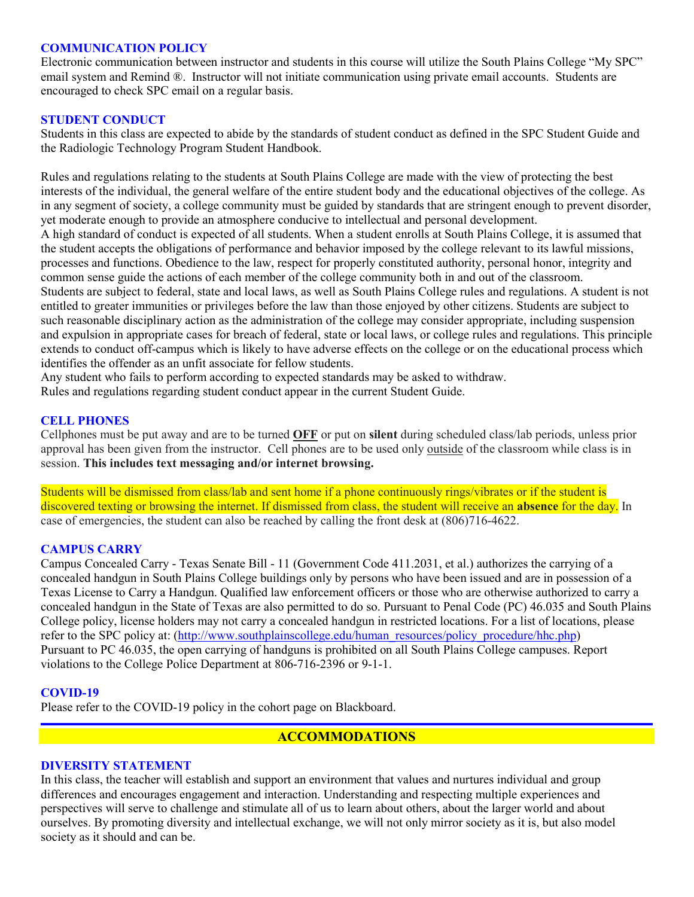### COMMUNICATION POLICY

Electronic communication between instructor and students in this course will utilize the South Plains College "My SPC" email system and Remind ®. Instructor will not initiate communication using private email accounts. Students are encouraged to check SPC email on a regular basis.

### STUDENT CONDUCT

Students in this class are expected to abide by the standards of student conduct as defined in the SPC Student Guide and the Radiologic Technology Program Student Handbook.

Rules and regulations relating to the students at South Plains College are made with the view of protecting the best interests of the individual, the general welfare of the entire student body and the educational objectives of the college. As in any segment of society, a college community must be guided by standards that are stringent enough to prevent disorder, yet moderate enough to provide an atmosphere conducive to intellectual and personal development.

A high standard of conduct is expected of all students. When a student enrolls at South Plains College, it is assumed that the student accepts the obligations of performance and behavior imposed by the college relevant to its lawful missions, processes and functions. Obedience to the law, respect for properly constituted authority, personal honor, integrity and common sense guide the actions of each member of the college community both in and out of the classroom.

Students are subject to federal, state and local laws, as well as South Plains College rules and regulations. A student is not entitled to greater immunities or privileges before the law than those enjoyed by other citizens. Students are subject to such reasonable disciplinary action as the administration of the college may consider appropriate, including suspension and expulsion in appropriate cases for breach of federal, state or local laws, or college rules and regulations. This principle extends to conduct off-campus which is likely to have adverse effects on the college or on the educational process which identifies the offender as an unfit associate for fellow students.

Any student who fails to perform according to expected standards may be asked to withdraw.

Rules and regulations regarding student conduct appear in the current Student Guide.

### CELL PHONES

Cellphones must be put away and are to be turned **OFF** or put on **silent** during scheduled class/lab periods, unless prior approval has been given from the instructor. Cell phones are to be used only outside of the classroom while class is in session. **This includes text messaging and/or internet browsing.**

Students will be dismissed from class/lab and sent home if a phone continuously rings/vibrates or if the student is discovered texting or browsing the internet. If dismissed from class, the student will receive an **absence** for the day. In case of emergencies, the student can also be reached by calling the front desk at (806)716-4622.

### CAMPUS CARRY

Campus Concealed Carry - Texas Senate Bill - 11 (Government Code 411.2031, et al.) authorizes the carrying of a concealed handgun in South Plains College buildings only by persons who have been issued and are in possession of a Texas License to Carry a Handgun. Qualified law enforcement officers or those who are otherwise authorized to carry a concealed handgun in the State of Texas are also permitted to do so. Pursuant to Penal Code (PC) 46.035 and South Plains College policy, license holders may not carry a concealed handgun in restricted locations. For a list of locations, please refer to the SPC policy at: (http://www.southplainscollege.edu/human_resources/policy_procedure/hhc.php)

Pursuant to PC 46.035, the open carrying of handguns is prohibited on all South Plains College campuses. Report violations to the College Police Department at 806-716-2396 or 9-1-1.

### COVID-19

Please refer to the COVID-19 policy in the cohort page on Blackboard.

## ACCOMMODATIONS

### DIVERSITY STATEMENT

In this class, the teacher will establish and support an environment that values and nurtures individual and group differences and encourages engagement and interaction. Understanding and respecting multiple experiences and perspectives will serve to challenge and stimulate all of us to learn about others, about the larger world and about ourselves. By promoting diversity and intellectual exchange, we will not only mirror society as it is, but also model society as it should and can be.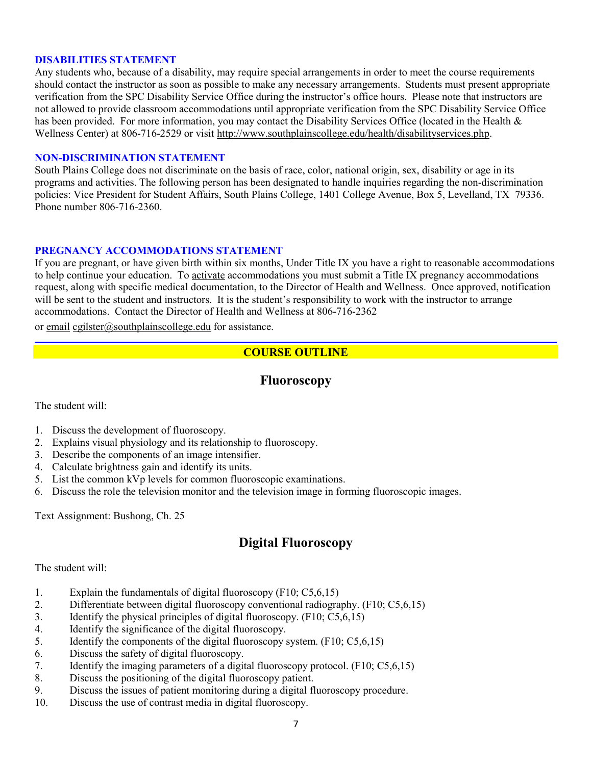### DISABILITIES STATEMENT

Any students who, because of a disability, may require special arrangements in order to meet the course requirements should contact the instructor as soon as possible to make any necessary arrangements. Students must present appropriate verification from the SPC Disability Service Office during the instructor's office hours. Please note that instructors are not allowed to provide classroom accommodations until appropriate verification from the SPC Disability Service Office has been provided. For more information, you may contact the Disability Services Office (located in the Health & Wellness Center) at 806-716-2529 or visit http://www.southplainscollege.edu/health/disabilityservices.php.

### NON-DISCRIMINATION STATEMENT

South Plains College does not discriminate on the basis of race, color, national origin, sex, disability or age in its programs and activities. The following person has been designated to handle inquiries regarding the non-discrimination policies: Vice President for Student Affairs, South Plains College, 1401 College Avenue, Box 5, Levelland, TX 79336. Phone number 806-716-2360.

### PREGNANCY ACCOMMODATIONS STATEMENT

If you are pregnant, or have given birth within six months, Under Title IX you have a right to reasonable accommodations to help continue your education. To activate accommodations you must submit a Title IX pregnancy accommodations request, along with specific medical documentation, to the Director of Health and Wellness. Once approved, notification will be sent to the student and instructors. It is the student's responsibility to work with the instructor to arrange accommodations. Contact the Director of Health and Wellness at 806-716-2362

or email cgilster@southplainscollege.edu for assistance.

## COURSE OUTLINE

## Fluoroscopy

The student will:

1. Discuss the development of fluoroscopy.
2. Explains visual physiology and its relationship to fluoroscopy.
3. Describe the components of an image intensifier.
4. Calculate brightness gain and identify its units.
5. List the common kVp levels for common fluoroscopic examinations.
6. Discuss the role the television monitor and the television image in forming fluoroscopic images.

Text Assignment: Bushong, Ch. 25

## Digital Fluoroscopy

The student will:

1. Explain the fundamentals of digital fluoroscopy (F10; C5,6,15)
2. Differentiate between digital fluoroscopy conventional radiography. (F10; C5,6,15)
3. Identify the physical principles of digital fluoroscopy. (F10; C5,6,15)
4. Identify the significance of the digital fluoroscopy.
5. Identify the components of the digital fluoroscopy system. (F10; C5,6,15)
6. Discuss the safety of digital fluoroscopy.
7. Identify the imaging parameters of a digital fluoroscopy protocol. (F10; C5,6,15)
8. Discuss the positioning of the digital fluoroscopy patient.
9. Discuss the issues of patient monitoring during a digital fluoroscopy procedure.
10. Discuss the use of contrast media in digital fluoroscopy.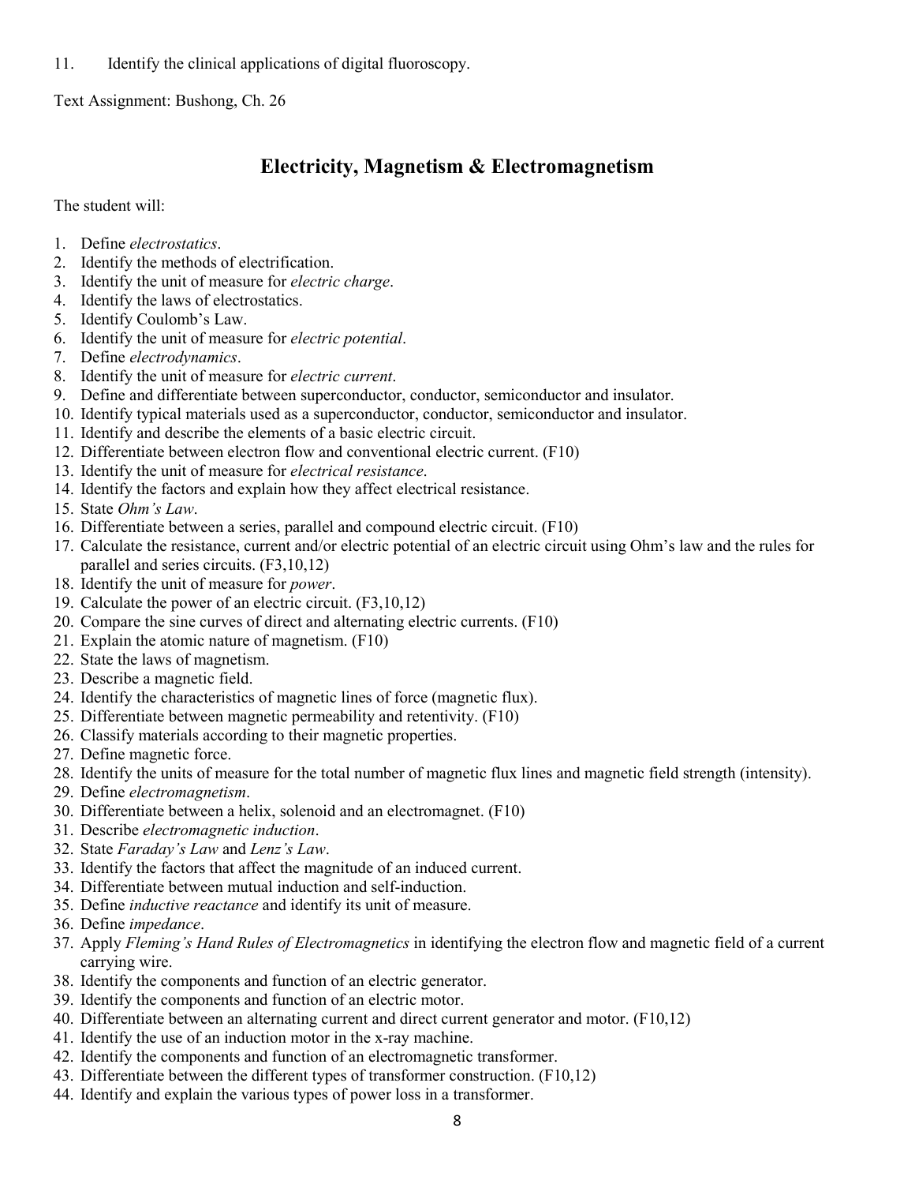11. Identify the clinical applications of digital fluoroscopy.

Text Assignment: Bushong, Ch. 26

## Electricity, Magnetism & Electromagnetism

The student will:

1. Define *electrostatics*.
2. Identify the methods of electrification.
3. Identify the unit of measure for *electric charge*.
4. Identify the laws of electrostatics.
5. Identify Coulomb's Law.
6. Identify the unit of measure for *electric potential*.
7. Define *electrodynamics*.
8. Identify the unit of measure for *electric current*.
9. Define and differentiate between superconductor, conductor, semiconductor and insulator.
10. Identify typical materials used as a superconductor, conductor, semiconductor and insulator.
11. Identify and describe the elements of a basic electric circuit.
12. Differentiate between electron flow and conventional electric current. (F10)
13. Identify the unit of measure for *electrical resistance*.
14. Identify the factors and explain how they affect electrical resistance.
15. State *Ohm's Law*.
16. Differentiate between a series, parallel and compound electric circuit. (F10)
17. Calculate the resistance, current and/or electric potential of an electric circuit using Ohm's law and the rules for parallel and series circuits. (F3,10,12)
18. Identify the unit of measure for *power*.
19. Calculate the power of an electric circuit. (F3,10,12)
20. Compare the sine curves of direct and alternating electric currents. (F10)
21. Explain the atomic nature of magnetism. (F10)
22. State the laws of magnetism.
23. Describe a magnetic field.
24. Identify the characteristics of magnetic lines of force (magnetic flux).
25. Differentiate between magnetic permeability and retentivity. (F10)
26. Classify materials according to their magnetic properties.
27. Define magnetic force.
28. Identify the units of measure for the total number of magnetic flux lines and magnetic field strength (intensity).
29. Define *electromagnetism*.
30. Differentiate between a helix, solenoid and an electromagnet. (F10)
31. Describe *electromagnetic induction*.
32. State *Faraday's Law* and *Lenz's Law*.
33. Identify the factors that affect the magnitude of an induced current.
34. Differentiate between mutual induction and self-induction.
35. Define *inductive reactance* and identify its unit of measure.
36. Define *impedance*.
37. Apply *Fleming's Hand Rules of Electromagnetics* in identifying the electron flow and magnetic field of a current carrying wire.
38. Identify the components and function of an electric generator.
39. Identify the components and function of an electric motor.
40. Differentiate between an alternating current and direct current generator and motor. (F10,12)
41. Identify the use of an induction motor in the x-ray machine.
42. Identify the components and function of an electromagnetic transformer.
43. Differentiate between the different types of transformer construction. (F10,12)
44. Identify and explain the various types of power loss in a transformer.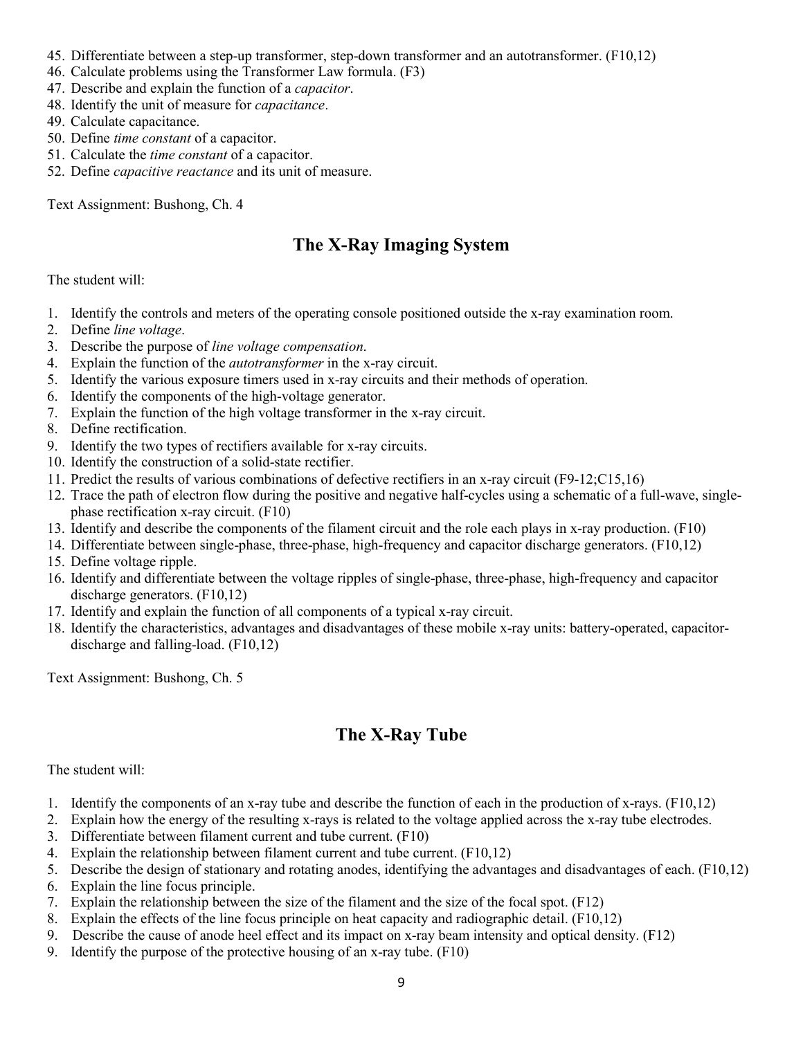45. Differentiate between a step-up transformer, step-down transformer and an autotransformer. (F10,12)
46. Calculate problems using the Transformer Law formula. (F3)
47. Describe and explain the function of a *capacitor*.
48. Identify the unit of measure for *capacitance*.
49. Calculate capacitance.
50. Define *time constant* of a capacitor.
51. Calculate the *time constant* of a capacitor.
52. Define *capacitive reactance* and its unit of measure.

Text Assignment: Bushong, Ch. 4

## The X-Ray Imaging System

The student will:

1. Identify the controls and meters of the operating console positioned outside the x-ray examination room.
2. Define *line voltage*.
3. Describe the purpose of *line voltage compensation*.
4. Explain the function of the *autotransformer* in the x-ray circuit.
5. Identify the various exposure timers used in x-ray circuits and their methods of operation.
6. Identify the components of the high-voltage generator.
7. Explain the function of the high voltage transformer in the x-ray circuit.
8. Define rectification.
9. Identify the two types of rectifiers available for x-ray circuits.
10. Identify the construction of a solid-state rectifier.
11. Predict the results of various combinations of defective rectifiers in an x-ray circuit (F9-12;C15,16)
12. Trace the path of electron flow during the positive and negative half-cycles using a schematic of a full-wave, single-phase rectification x-ray circuit. (F10)
13. Identify and describe the components of the filament circuit and the role each plays in x-ray production. (F10)
14. Differentiate between single-phase, three-phase, high-frequency and capacitor discharge generators. (F10,12)
15. Define voltage ripple.
16. Identify and differentiate between the voltage ripples of single-phase, three-phase, high-frequency and capacitor discharge generators. (F10,12)
17. Identify and explain the function of all components of a typical x-ray circuit.
18. Identify the characteristics, advantages and disadvantages of these mobile x-ray units: battery-operated, capacitor-discharge and falling-load. (F10,12)

Text Assignment: Bushong, Ch. 5

## The X-Ray Tube

The student will:

1. Identify the components of an x-ray tube and describe the function of each in the production of x-rays. (F10,12)
2. Explain how the energy of the resulting x-rays is related to the voltage applied across the x-ray tube electrodes.
3. Differentiate between filament current and tube current. (F10)
4. Explain the relationship between filament current and tube current. (F10,12)
5. Describe the design of stationary and rotating anodes, identifying the advantages and disadvantages of each. (F10,12)
6. Explain the line focus principle.
7. Explain the relationship between the size of the filament and the size of the focal spot. (F12)
8. Explain the effects of the line focus principle on heat capacity and radiographic detail. (F10,12)
9. Describe the cause of anode heel effect and its impact on x-ray beam intensity and optical density. (F12)
9. Identify the purpose of the protective housing of an x-ray tube. (F10)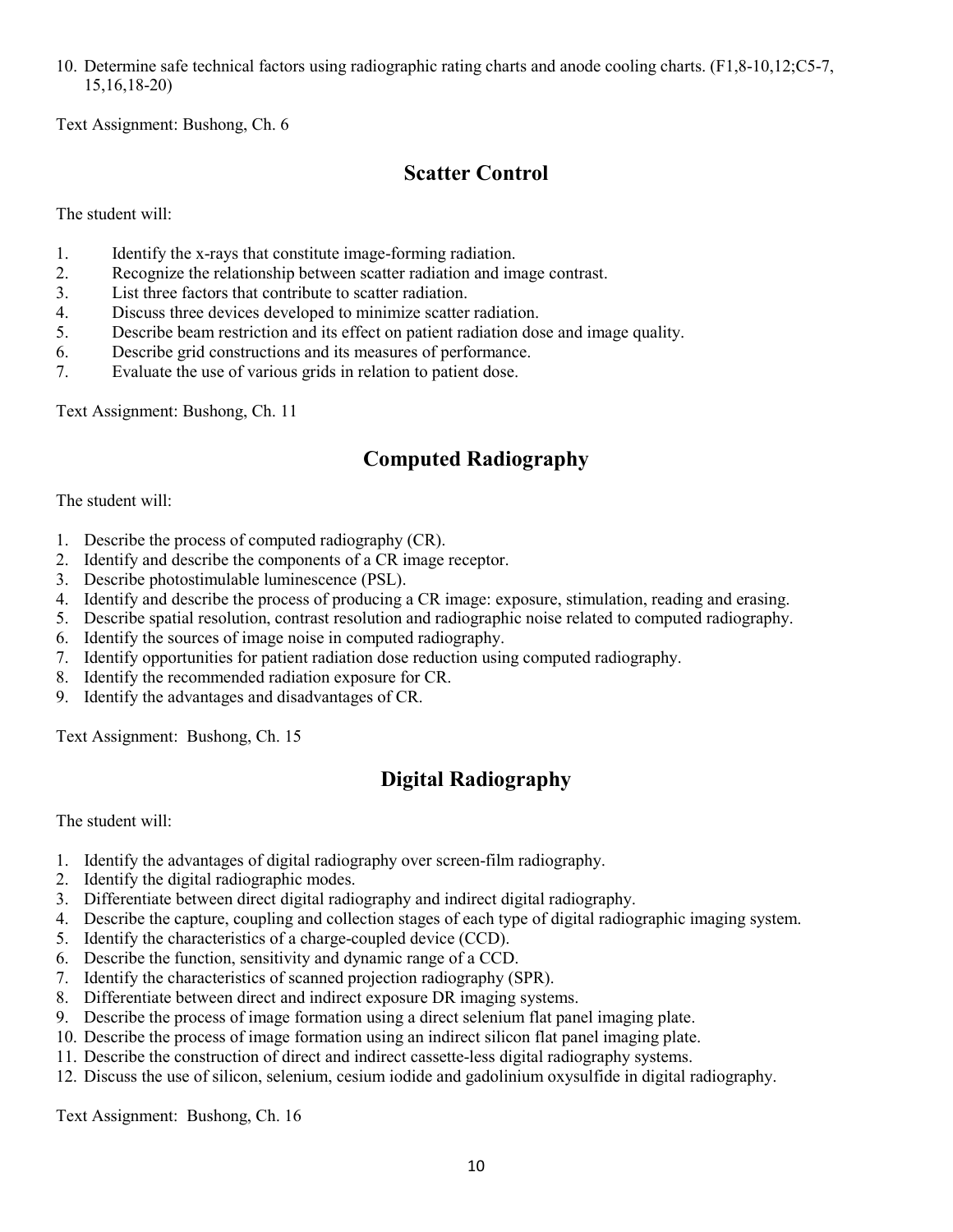10. Determine safe technical factors using radiographic rating charts and anode cooling charts. (F1,8-10,12;C5-7, 15,16,18-20)

Text Assignment: Bushong, Ch. 6

## Scatter Control

The student will:

1. Identify the x-rays that constitute image-forming radiation.
2. Recognize the relationship between scatter radiation and image contrast.
3. List three factors that contribute to scatter radiation.
4. Discuss three devices developed to minimize scatter radiation.
5. Describe beam restriction and its effect on patient radiation dose and image quality.
6. Describe grid constructions and its measures of performance.
7. Evaluate the use of various grids in relation to patient dose.

Text Assignment: Bushong, Ch. 11

## Computed Radiography

The student will:

1. Describe the process of computed radiography (CR).
2. Identify and describe the components of a CR image receptor.
3. Describe photostimulable luminescence (PSL).
4. Identify and describe the process of producing a CR image: exposure, stimulation, reading and erasing.
5. Describe spatial resolution, contrast resolution and radiographic noise related to computed radiography.
6. Identify the sources of image noise in computed radiography.
7. Identify opportunities for patient radiation dose reduction using computed radiography.
8. Identify the recommended radiation exposure for CR.
9. Identify the advantages and disadvantages of CR.

Text Assignment: Bushong, Ch. 15

## Digital Radiography

The student will:

1. Identify the advantages of digital radiography over screen-film radiography.
2. Identify the digital radiographic modes.
3. Differentiate between direct digital radiography and indirect digital radiography.
4. Describe the capture, coupling and collection stages of each type of digital radiographic imaging system.
5. Identify the characteristics of a charge-coupled device (CCD).
6. Describe the function, sensitivity and dynamic range of a CCD.
7. Identify the characteristics of scanned projection radiography (SPR).
8. Differentiate between direct and indirect exposure DR imaging systems.
9. Describe the process of image formation using a direct selenium flat panel imaging plate.
10. Describe the process of image formation using an indirect silicon flat panel imaging plate.
11. Describe the construction of direct and indirect cassette-less digital radiography systems.
12. Discuss the use of silicon, selenium, cesium iodide and gadolinium oxysulfide in digital radiography.

Text Assignment: Bushong, Ch. 16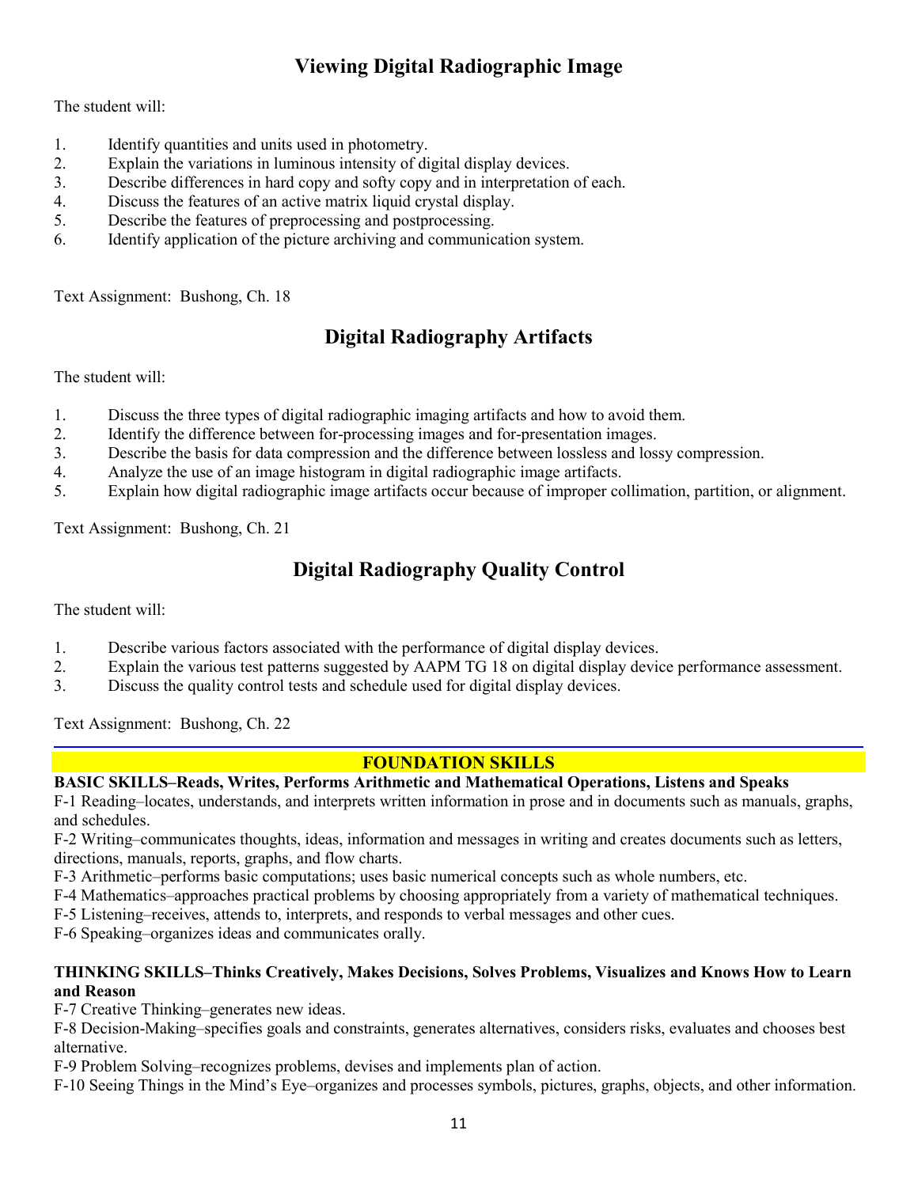## Viewing Digital Radiographic Image

The student will:

1. Identify quantities and units used in photometry.
2. Explain the variations in luminous intensity of digital display devices.
3. Describe differences in hard copy and softy copy and in interpretation of each.
4. Discuss the features of an active matrix liquid crystal display.
5. Describe the features of preprocessing and postprocessing.
6. Identify application of the picture archiving and communication system.

Text Assignment: Bushong, Ch. 18

## Digital Radiography Artifacts

The student will:

1. Discuss the three types of digital radiographic imaging artifacts and how to avoid them.
2. Identify the difference between for-processing images and for-presentation images.
3. Describe the basis for data compression and the difference between lossless and lossy compression.
4. Analyze the use of an image histogram in digital radiographic image artifacts.
5. Explain how digital radiographic image artifacts occur because of improper collimation, partition, or alignment.

Text Assignment: Bushong, Ch. 21

## Digital Radiography Quality Control

The student will:

1. Describe various factors associated with the performance of digital display devices.
2. Explain the various test patterns suggested by AAPM TG 18 on digital display device performance assessment.
3. Discuss the quality control tests and schedule used for digital display devices.

Text Assignment: Bushong, Ch. 22

---

### FOUNDATION SKILLS

**BASIC SKILLS–Reads, Writes, Performs Arithmetic and Mathematical Operations, Listens and Speaks**

F-1 Reading–locates, understands, and interprets written information in prose and in documents such as manuals, graphs, and schedules.

F-2 Writing–communicates thoughts, ideas, information and messages in writing and creates documents such as letters, directions, manuals, reports, graphs, and flow charts.

F-3 Arithmetic–performs basic computations; uses basic numerical concepts such as whole numbers, etc.

F-4 Mathematics–approaches practical problems by choosing appropriately from a variety of mathematical techniques.

F-5 Listening–receives, attends to, interprets, and responds to verbal messages and other cues.

F-6 Speaking–organizes ideas and communicates orally.

**THINKING SKILLS–Thinks Creatively, Makes Decisions, Solves Problems, Visualizes and Knows How to Learn and Reason**

F-7 Creative Thinking–generates new ideas.

F-8 Decision-Making–specifies goals and constraints, generates alternatives, considers risks, evaluates and chooses best alternative.

F-9 Problem Solving–recognizes problems, devises and implements plan of action.

F-10 Seeing Things in the Mind's Eye–organizes and processes symbols, pictures, graphs, objects, and other information.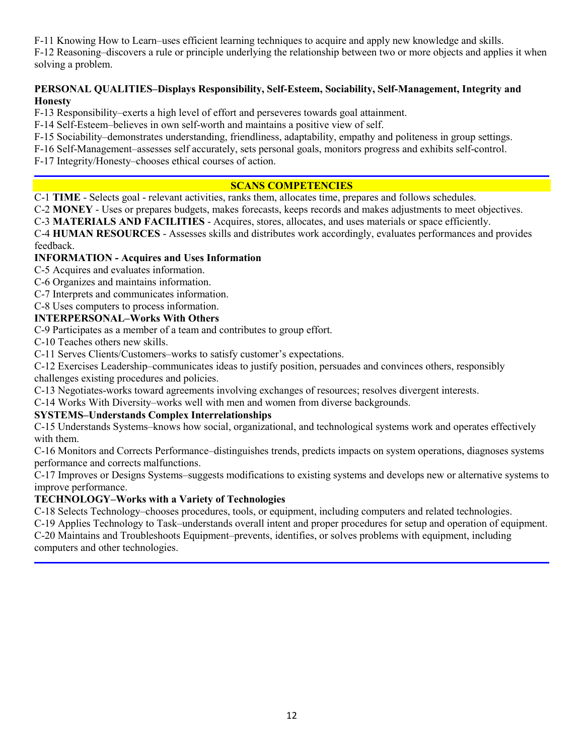F-11 Knowing How to Learn–uses efficient learning techniques to acquire and apply new knowledge and skills.
F-12 Reasoning–discovers a rule or principle underlying the relationship between two or more objects and applies it when solving a problem.

**PERSONAL QUALITIES–Displays Responsibility, Self-Esteem, Sociability, Self-Management, Integrity and Honesty**

F-13 Responsibility–exerts a high level of effort and perseveres towards goal attainment.
F-14 Self-Esteem–believes in own self-worth and maintains a positive view of self.
F-15 Sociability–demonstrates understanding, friendliness, adaptability, empathy and politeness in group settings.
F-16 Self-Management–assesses self accurately, sets personal goals, monitors progress and exhibits self-control.
F-17 Integrity/Honesty–chooses ethical courses of action.

---

## SCANS COMPETENCIES

C-1 **TIME** - Selects goal - relevant activities, ranks them, allocates time, prepares and follows schedules.
C-2 **MONEY** - Uses or prepares budgets, makes forecasts, keeps records and makes adjustments to meet objectives.
C-3 **MATERIALS AND FACILITIES** - Acquires, stores, allocates, and uses materials or space efficiently.
C-4 **HUMAN RESOURCES** - Assesses skills and distributes work accordingly, evaluates performances and provides feedback.

**INFORMATION - Acquires and Uses Information**

C-5 Acquires and evaluates information.
C-6 Organizes and maintains information.
C-7 Interprets and communicates information.
C-8 Uses computers to process information.

**INTERPERSONAL–Works With Others**

C-9 Participates as a member of a team and contributes to group effort.
C-10 Teaches others new skills.
C-11 Serves Clients/Customers–works to satisfy customer's expectations.
C-12 Exercises Leadership–communicates ideas to justify position, persuades and convinces others, responsibly challenges existing procedures and policies.
C-13 Negotiates-works toward agreements involving exchanges of resources; resolves divergent interests.
C-14 Works With Diversity–works well with men and women from diverse backgrounds.

**SYSTEMS–Understands Complex Interrelationships**

C-15 Understands Systems–knows how social, organizational, and technological systems work and operates effectively with them.
C-16 Monitors and Corrects Performance–distinguishes trends, predicts impacts on system operations, diagnoses systems performance and corrects malfunctions.
C-17 Improves or Designs Systems–suggests modifications to existing systems and develops new or alternative systems to improve performance.

**TECHNOLOGY–Works with a Variety of Technologies**

C-18 Selects Technology–chooses procedures, tools, or equipment, including computers and related technologies.
C-19 Applies Technology to Task–understands overall intent and proper procedures for setup and operation of equipment.
C-20 Maintains and Troubleshoots Equipment–prevents, identifies, or solves problems with equipment, including computers and other technologies.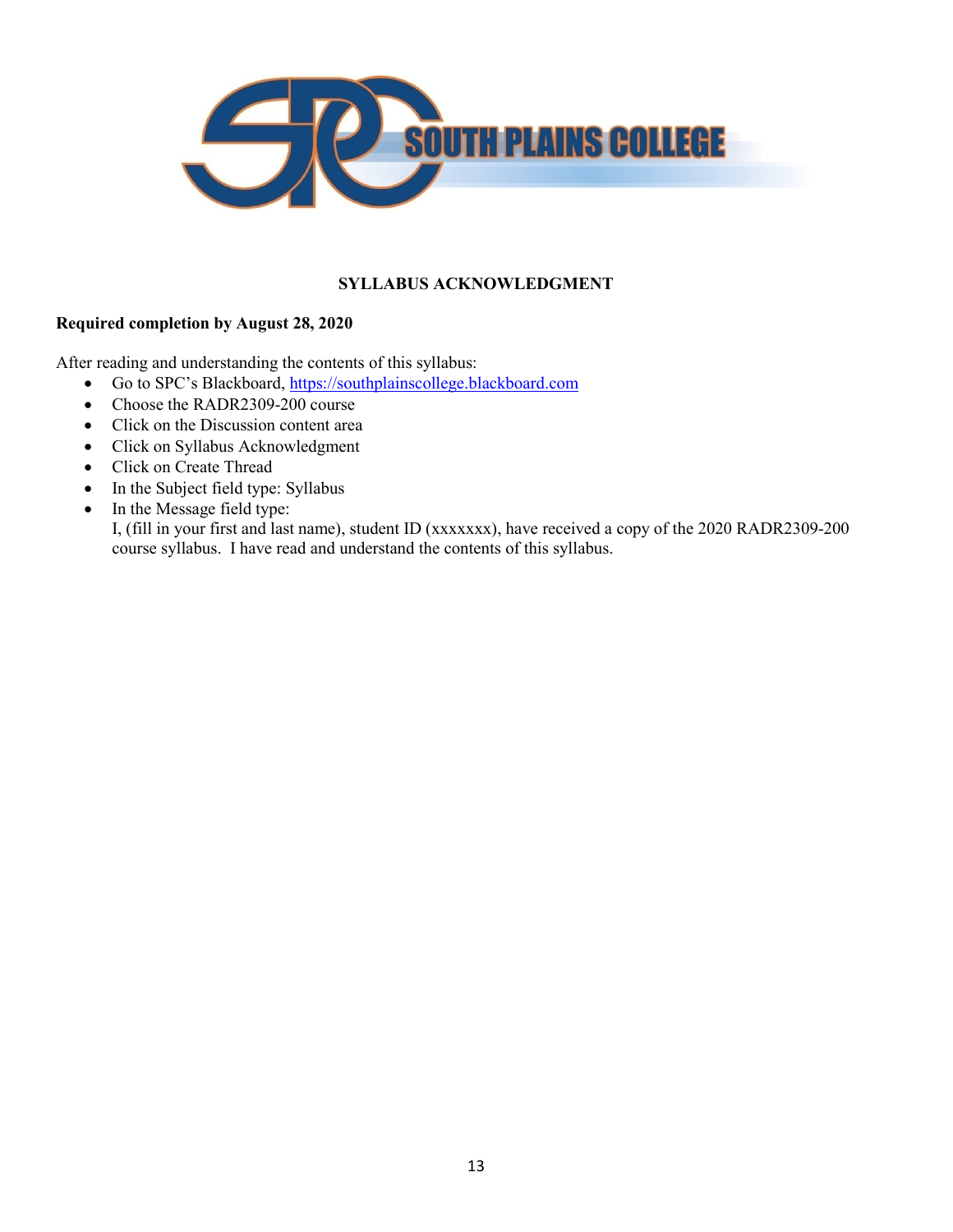SOUTH PLAINS COLLEGE

## SYLLABUS ACKNOWLEDGMENT

**Required completion by August 28, 2020**

After reading and understanding the contents of this syllabus:

- Go to SPC's Blackboard, https://southplainscollege.blackboard.com
- Choose the RADR2309-200 course
- Click on the Discussion content area
- Click on Syllabus Acknowledgment
- Click on Create Thread
- In the Subject field type: Syllabus
- In the Message field type:
  I, (fill in your first and last name), student ID (xxxxxxx), have received a copy of the 2020 RADR2309-200 course syllabus. I have read and understand the contents of this syllabus.